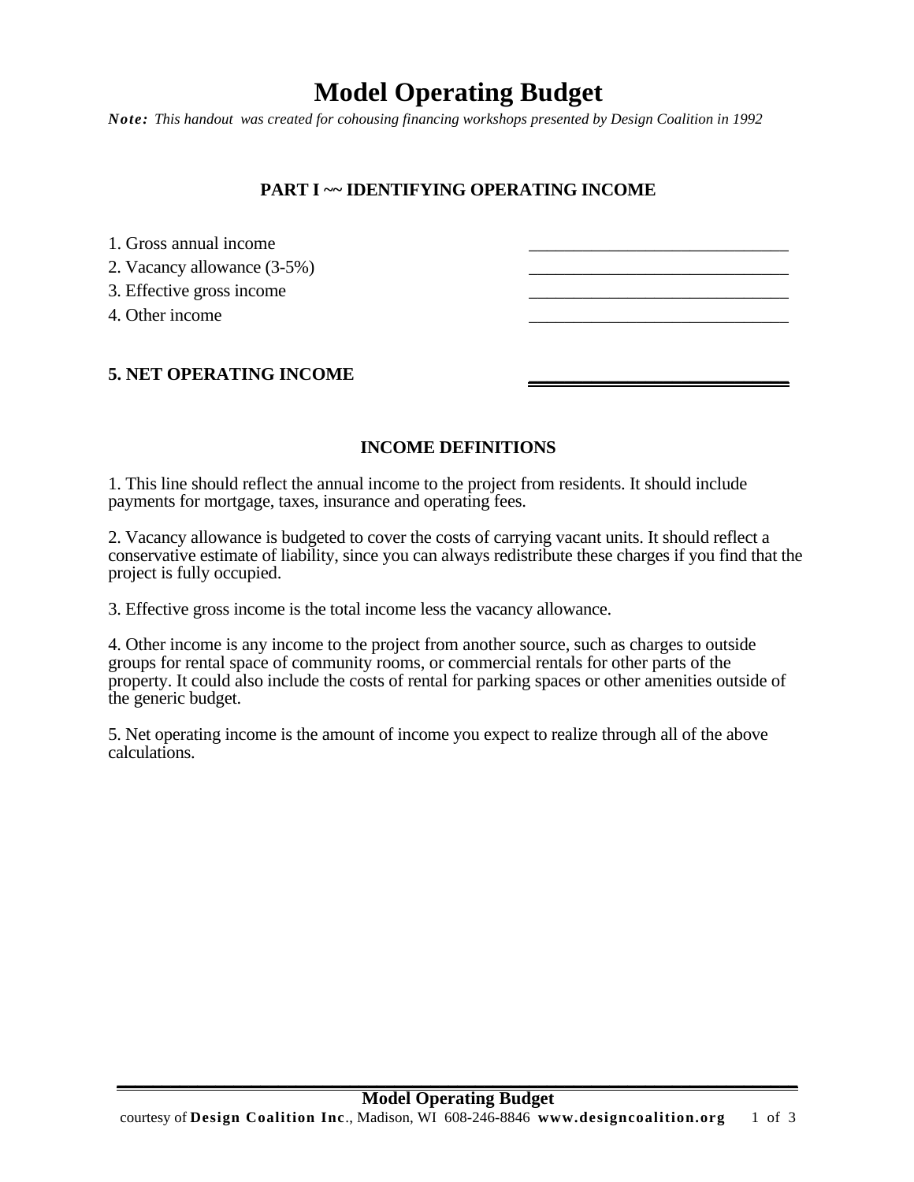# Model Operating Budget

***Note:** This handout was created for cohousing financing workshops presented by Design Coalition in 1992*

## PART I ~~ IDENTIFYING OPERATING INCOME

| | |
|---|---|
| 1. Gross annual income | ______________________________ |
| 2. Vacancy allowance (3-5%) | ______________________________ |
| 3. Effective gross income | ______________________________ |
| 4. Other income | ______________________________ |
| **5. NET OPERATING INCOME** | ______________________________ |

## INCOME DEFINITIONS

1. This line should reflect the annual income to the project from residents. It should include payments for mortgage, taxes, insurance and operating fees.

2. Vacancy allowance is budgeted to cover the costs of carrying vacant units. It should reflect a conservative estimate of liability, since you can always redistribute these charges if you find that the project is fully occupied.

3. Effective gross income is the total income less the vacancy allowance.

4. Other income is any income to the project from another source, such as charges to outside groups for rental space of community rooms, or commercial rentals for other parts of the property. It could also include the costs of rental for parking spaces or other amenities outside of the generic budget.

5. Net operating income is the amount of income you expect to realize through all of the above calculations.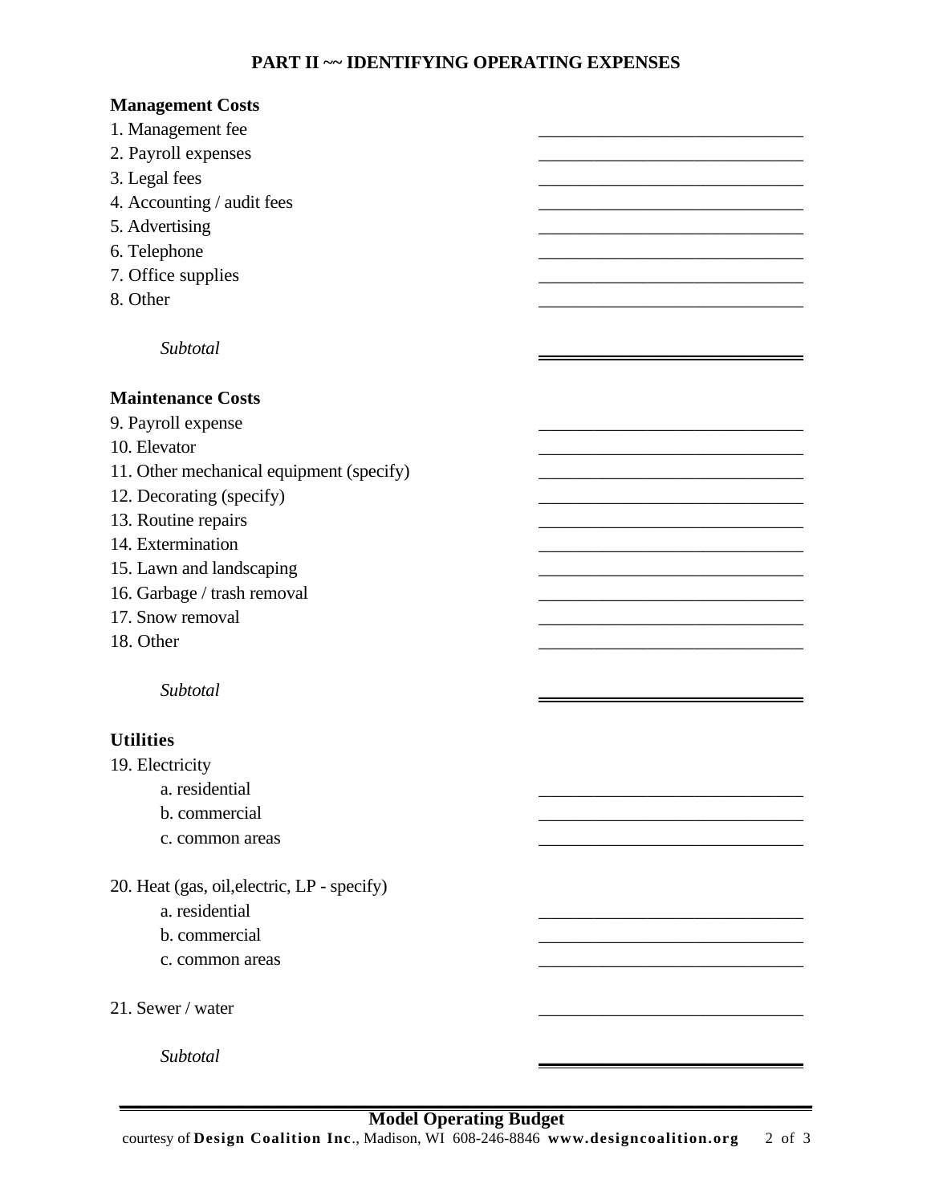## PART II ~~ IDENTIFYING OPERATING EXPENSES

**Management Costs**

| | |
|---|---|
| 1. Management fee | ______________________________ |
| 2. Payroll expenses | ______________________________ |
| 3. Legal fees | ______________________________ |
| 4. Accounting / audit fees | ______________________________ |
| 5. Advertising | ______________________________ |
| 6. Telephone | ______________________________ |
| 7. Office supplies | ______________________________ |
| 8. Other | ______________________________ |
| *Subtotal* | ______________________________ |

**Maintenance Costs**

| | |
|---|---|
| 9. Payroll expense | ______________________________ |
| 10. Elevator | ______________________________ |
| 11. Other mechanical equipment (specify) | ______________________________ |
| 12. Decorating (specify) | ______________________________ |
| 13. Routine repairs | ______________________________ |
| 14. Extermination | ______________________________ |
| 15. Lawn and landscaping | ______________________________ |
| 16. Garbage / trash removal | ______________________________ |
| 17. Snow removal | ______________________________ |
| 18. Other | ______________________________ |
| *Subtotal* | ______________________________ |

**Utilities**

| | |
|---|---|
| 19. Electricity | |
| a. residential | ______________________________ |
| b. commercial | ______________________________ |
| c. common areas | ______________________________ |
| 20. Heat (gas, oil,electric, LP - specify) | |
| a. residential | ______________________________ |
| b. commercial | ______________________________ |
| c. common areas | ______________________________ |
| 21. Sewer / water | ______________________________ |
| *Subtotal* | ______________________________ |

**Model Operating Budget**

courtesy of **Design Coalition Inc**., Madison, WI 608-246-8846 **www.designcoalition.org**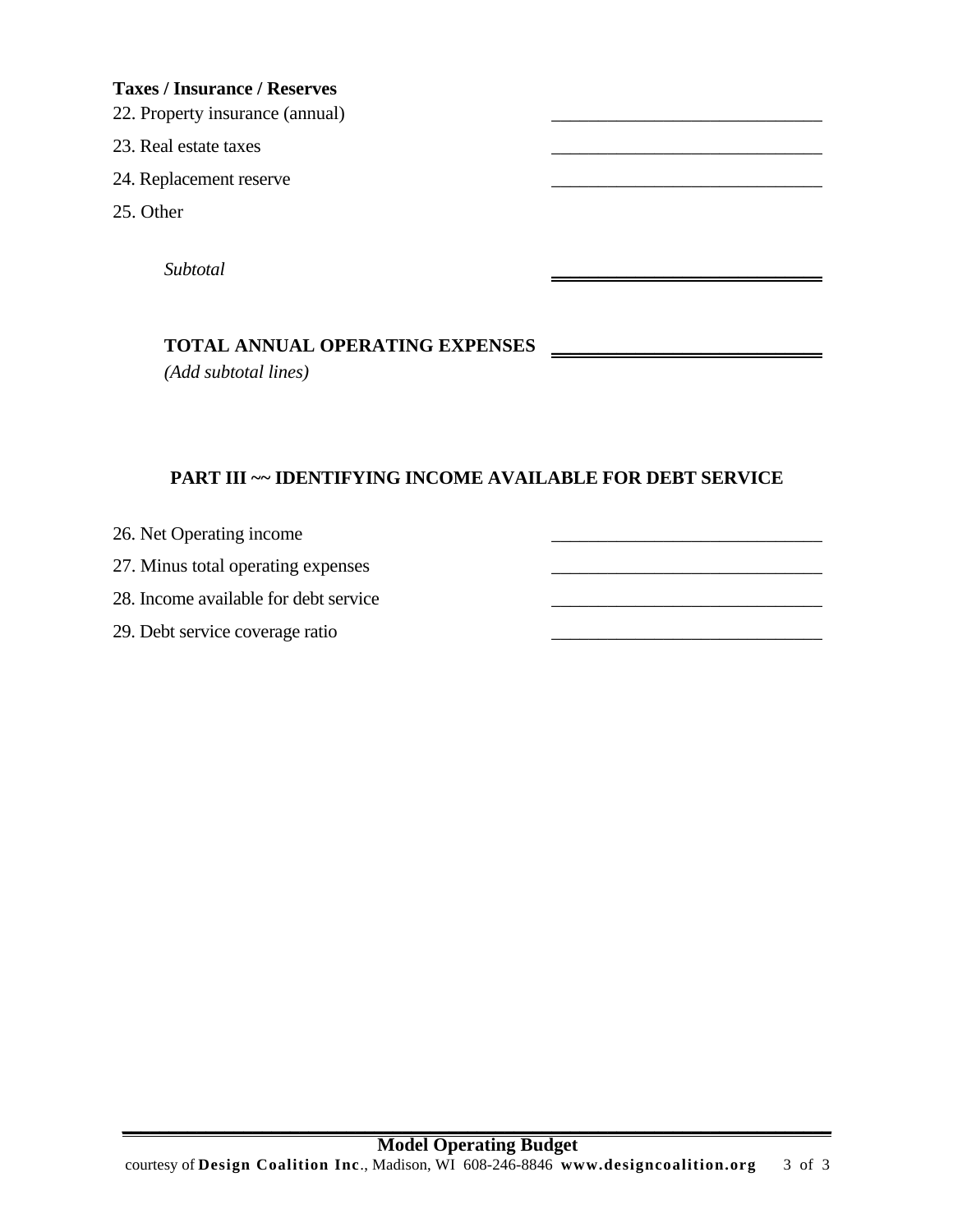**Taxes / Insurance / Reserves**

22. Property insurance (annual) \_\_\_\_\_\_\_\_\_\_\_\_\_\_\_\_\_\_\_\_\_\_\_\_\_\_\_\_\_\_

23. Real estate taxes \_\_\_\_\_\_\_\_\_\_\_\_\_\_\_\_\_\_\_\_\_\_\_\_\_\_\_\_\_\_

24. Replacement reserve \_\_\_\_\_\_\_\_\_\_\_\_\_\_\_\_\_\_\_\_\_\_\_\_\_\_\_\_\_\_

25. Other

*Subtotal* \_\_\_\_\_\_\_\_\_\_\_\_\_\_\_\_\_\_\_\_\_\_\_\_\_\_\_\_\_\_

**TOTAL ANNUAL OPERATING EXPENSES** \_\_\_\_\_\_\_\_\_\_\_\_\_\_\_\_\_\_\_\_\_\_\_\_\_\_\_\_\_\_
*(Add subtotal lines)*

## PART III ~~ IDENTIFYING INCOME AVAILABLE FOR DEBT SERVICE

26. Net Operating income \_\_\_\_\_\_\_\_\_\_\_\_\_\_\_\_\_\_\_\_\_\_\_\_\_\_\_\_\_\_

27. Minus total operating expenses \_\_\_\_\_\_\_\_\_\_\_\_\_\_\_\_\_\_\_\_\_\_\_\_\_\_\_\_\_\_

28. Income available for debt service \_\_\_\_\_\_\_\_\_\_\_\_\_\_\_\_\_\_\_\_\_\_\_\_\_\_\_\_\_\_

29. Debt service coverage ratio \_\_\_\_\_\_\_\_\_\_\_\_\_\_\_\_\_\_\_\_\_\_\_\_\_\_\_\_\_\_